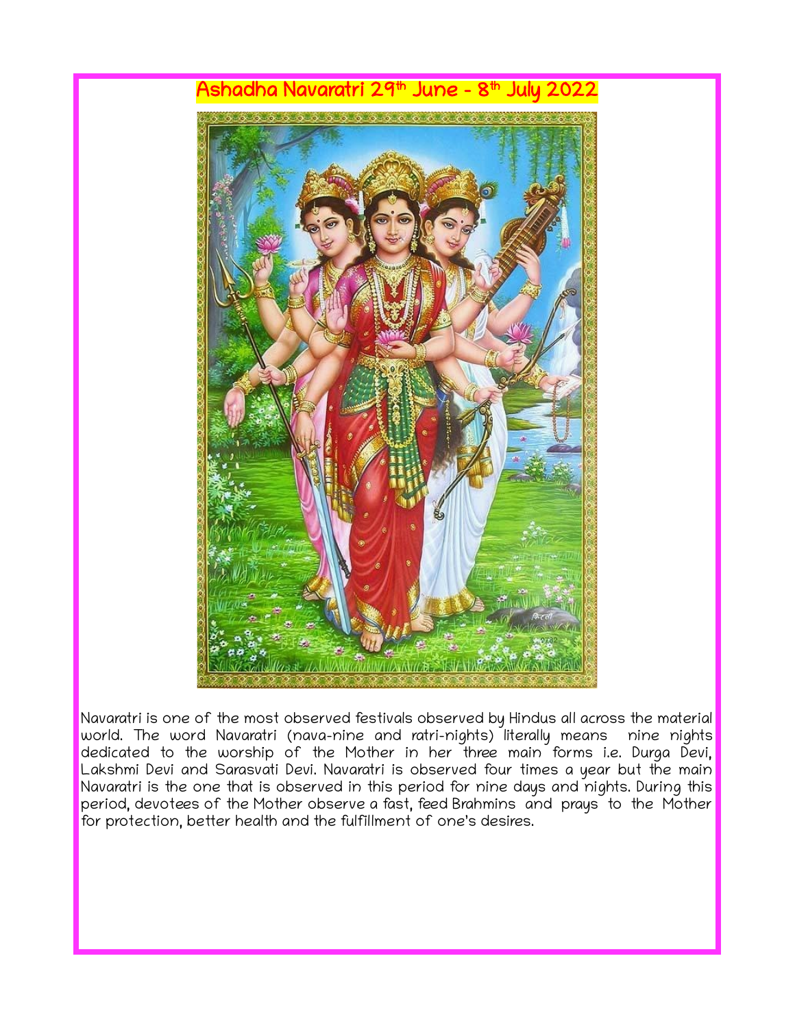# Ashadha Navaratri 29th June - 8th July 2022

Navaratri is one of the most observed festivals observed by Hindus all across the material world. The word Navaratri (nava-nine and ratri-nights) literally means nine nights dedicated to the worship of the Mother in her three main forms i.e. Durga Devi, Lakshmi Devi and Sarasvati Devi. Navaratri is observed four times a year but the main Navaratri is the one that is observed in this period for nine days and nights. During this period, devotees of the Mother observe a fast, feed Brahmins and prays to the Mother for protection, better health and the fulfillment of one's desires.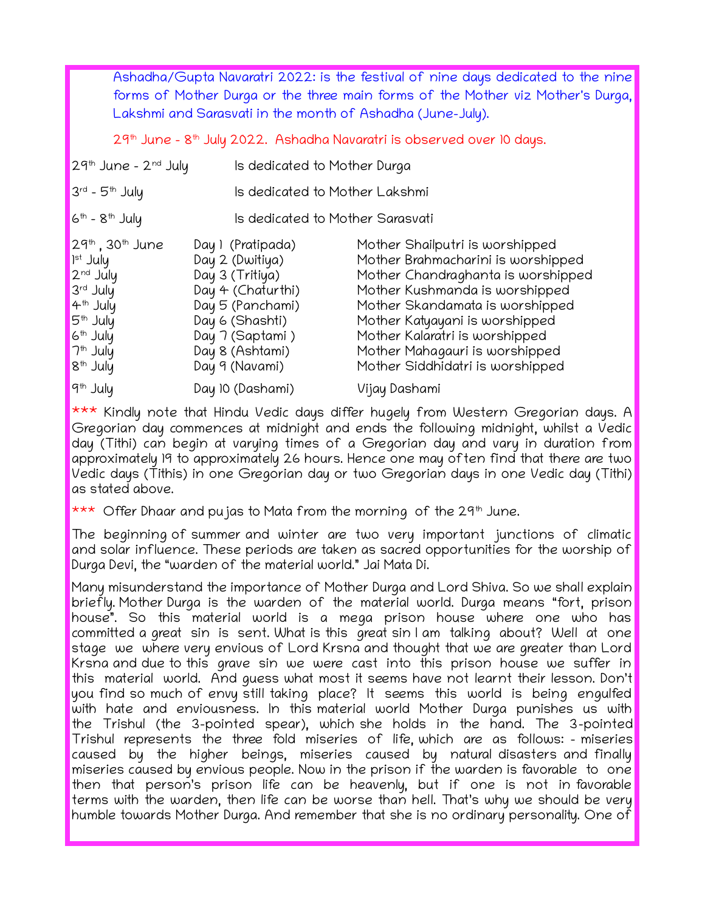Ashadha/Gupta Navaratri 2022: is the festival of nine days dedicated to the nine forms of Mother Durga or the three main forms of the Mother viz Mother's Durga, Lakshmi and Sarasvati in the month of Ashadha (June-July).

29th June - 8th July 2022. Ashadha Navaratri is observed over 10 days.

| | |
|---|---|
| 29th June - 2nd July | Is dedicated to Mother Durga |
| 3rd - 5th July | Is dedicated to Mother Lakshmi |
| 6th - 8th July | Is dedicated to Mother Sarasvati |

| | | |
|---|---|---|
| 29th, 30th June | Day 1 (Pratipada) | Mother Shailputri is worshipped |
| 1st July | Day 2 (Dwitiya) | Mother Brahmacharini is worshipped |
| 2nd July | Day 3 (Tritiya) | Mother Chandraghanta is worshipped |
| 3rd July | Day 4 (Chaturthi) | Mother Kushmanda is worshipped |
| 4th July | Day 5 (Panchami) | Mother Skandamata is worshipped |
| 5th July | Day 6 (Shashti) | Mother Katyayani is worshipped |
| 6th July | Day 7 (Saptami ) | Mother Kalaratri is worshipped |
| 7th July | Day 8 (Ashtami) | Mother Mahagauri is worshipped |
| 8th July | Day 9 (Navami) | Mother Siddhidatri is worshipped |
| 9th July | Day 10 (Dashami) | Vijay Dashami |

*** Kindly note that Hindu Vedic days differ hugely from Western Gregorian days. A Gregorian day commences at midnight and ends the following midnight, whilst a Vedic day (Tithi) can begin at varying times of a Gregorian day and vary in duration from approximately 19 to approximately 26 hours. Hence one may often find that there are two Vedic days (Tithis) in one Gregorian day or two Gregorian days in one Vedic day (Tithi) as stated above.

*** Offer Dhaar and pujas to Mata from the morning of the 29th June.

The beginning of summer and winter are two very important junctions of climatic and solar influence. These periods are taken as sacred opportunities for the worship of Durga Devi, the "warden of the material world." Jai Mata Di.

Many misunderstand the importance of Mother Durga and Lord Shiva. So we shall explain briefly. Mother Durga is the warden of the material world. Durga means "fort, prison house". So this material world is a mega prison house where one who has committed a great sin is sent. What is this great sin I am talking about? Well at one stage we where very envious of Lord Krsna and thought that we are greater than Lord Krsna and due to this grave sin we were cast into this prison house we suffer in this material world. And guess what most it seems have not learnt their lesson. Don't you find so much of envy still taking place? It seems this world is being engulfed with hate and enviousness. In this material world Mother Durga punishes us with the Trishul (the 3-pointed spear), which she holds in the hand. The 3-pointed Trishul represents the three fold miseries of life, which are as follows: - miseries caused by the higher beings, miseries caused by natural disasters and finally miseries caused by envious people. Now in the prison if the warden is favorable to one then that person's prison life can be heavenly, but if one is not in favorable terms with the warden, then life can be worse than hell. That's why we should be very humble towards Mother Durga. And remember that she is no ordinary personality. One of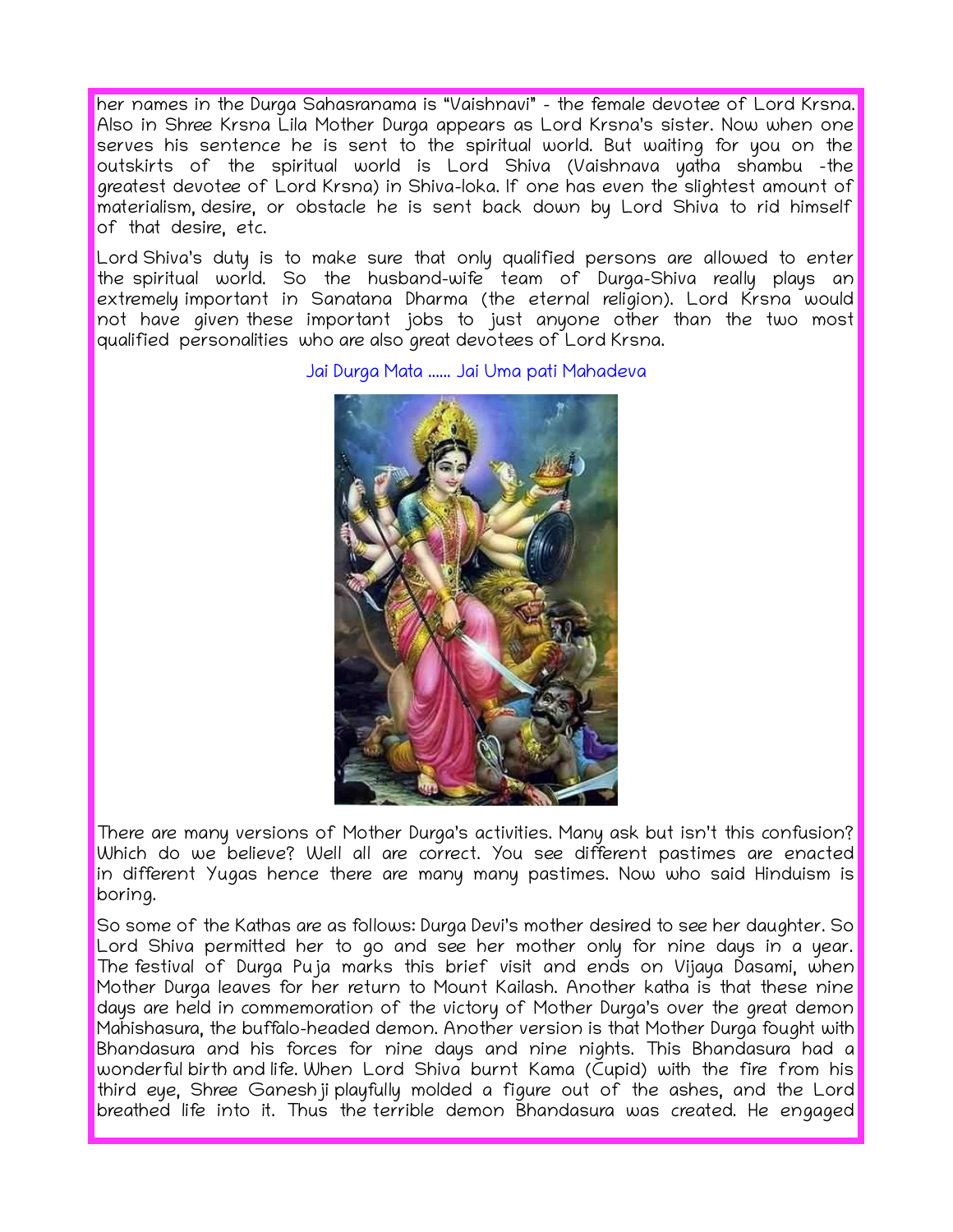her names in the Durga Sahasranama is "Vaishnavi" - the female devotee of Lord Krsna. Also in Shree Krsna Lila Mother Durga appears as Lord Krsna's sister. Now when one serves his sentence he is sent to the spiritual world. But waiting for you on the outskirts of the spiritual world is Lord Shiva (Vaishnava yatha shambu -the greatest devotee of Lord Krsna) in Shiva-loka. If one has even the slightest amount of materialism, desire, or obstacle he is sent back down by Lord Shiva to rid himself of that desire, etc.

Lord Shiva's duty is to make sure that only qualified persons are allowed to enter the spiritual world. So the husband-wife team of Durga-Shiva really plays an extremely important in Sanatana Dharma (the eternal religion). Lord Krsna would not have given these important jobs to just anyone other than the two most qualified personalities who are also great devotees of Lord Krsna.

Jai Durga Mata ...... Jai Uma pati Mahadeva

There are many versions of Mother Durga's activities. Many ask but isn't this confusion? Which do we believe? Well all are correct. You see different pastimes are enacted in different Yugas hence there are many many pastimes. Now who said Hinduism is boring.

So some of the Kathas are as follows: Durga Devi's mother desired to see her daughter. So Lord Shiva permitted her to go and see her mother only for nine days in a year. The festival of Durga Puja marks this brief visit and ends on Vijaya Dasami, when Mother Durga leaves for her return to Mount Kailash. Another katha is that these nine days are held in commemoration of the victory of Mother Durga's over the great demon Mahishasura, the buffalo-headed demon. Another version is that Mother Durga fought with Bhandasura and his forces for nine days and nine nights. This Bhandasura had a wonderful birth and life. When Lord Shiva burnt Kama (Cupid) with the fire from his third eye, Shree Ganeshji playfully molded a figure out of the ashes, and the Lord breathed life into it. Thus the terrible demon Bhandasura was created. He engaged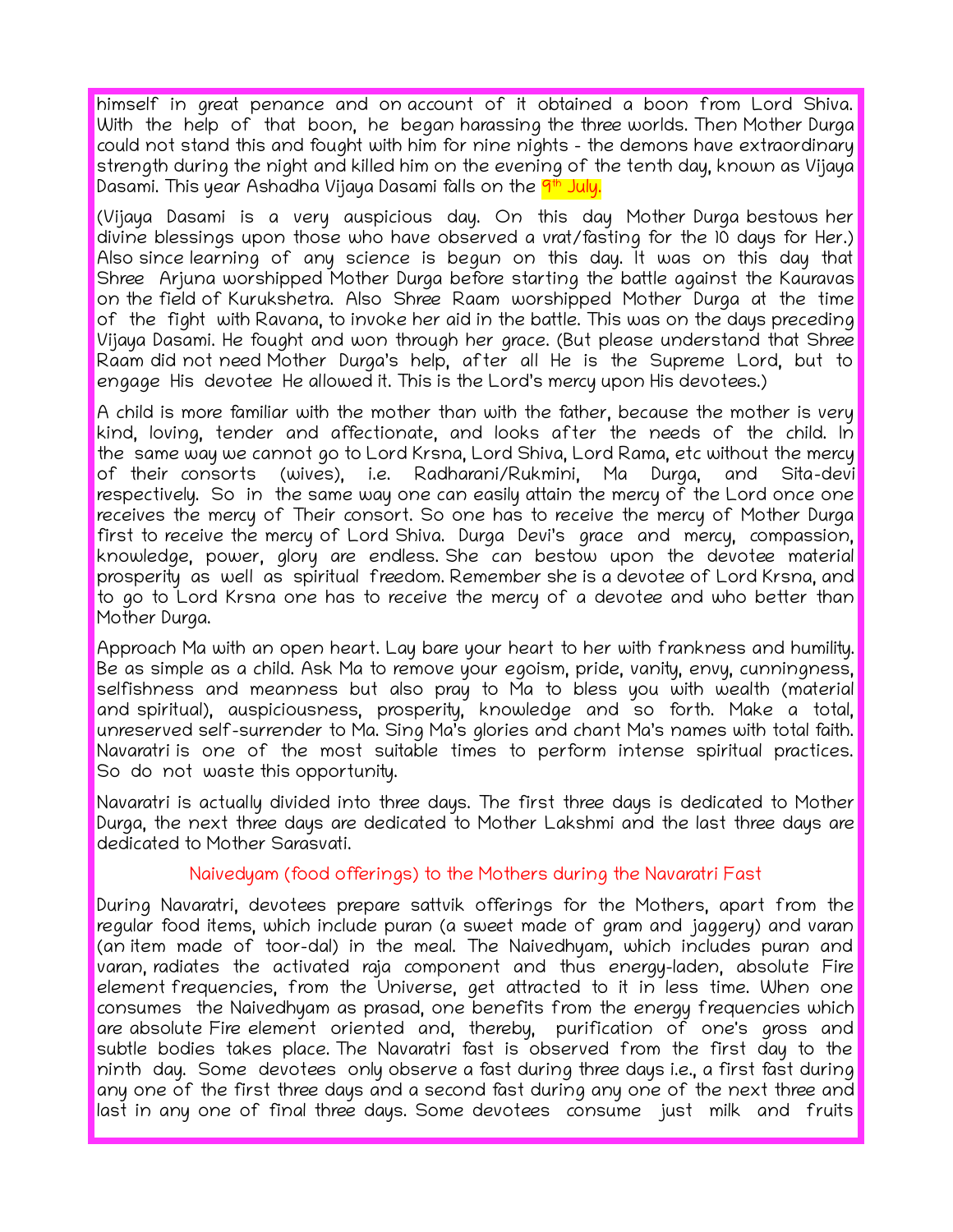himself in great penance and on account of it obtained a boon from Lord Shiva. With the help of that boon, he began harassing the three worlds. Then Mother Durga could not stand this and fought with him for nine nights - the demons have extraordinary strength during the night and killed him on the evening of the tenth day, known as Vijaya Dasami. This year Ashadha Vijaya Dasami falls on the 9th July.

(Vijaya Dasami is a very auspicious day. On this day Mother Durga bestows her divine blessings upon those who have observed a vrat/fasting for the 10 days for Her.) Also since learning of any science is begun on this day. It was on this day that Shree Arjuna worshipped Mother Durga before starting the battle against the Kauravas on the field of Kurukshetra. Also Shree Raam worshipped Mother Durga at the time of the fight with Ravana, to invoke her aid in the battle. This was on the days preceding Vijaya Dasami. He fought and won through her grace. (But please understand that Shree Raam did not need Mother Durga's help, after all He is the Supreme Lord, but to engage His devotee He allowed it. This is the Lord's mercy upon His devotees.)

A child is more familiar with the mother than with the father, because the mother is very kind, loving, tender and affectionate, and looks after the needs of the child. In the same way we cannot go to Lord Krsna, Lord Shiva, Lord Rama, etc without the mercy of their consorts (wives), i.e. Radharani/Rukmini, Ma Durga, and Sita-devi respectively. So in the same way one can easily attain the mercy of the Lord once one receives the mercy of Their consort. So one has to receive the mercy of Mother Durga first to receive the mercy of Lord Shiva. Durga Devi's grace and mercy, compassion, knowledge, power, glory are endless. She can bestow upon the devotee material prosperity as well as spiritual freedom. Remember she is a devotee of Lord Krsna, and to go to Lord Krsna one has to receive the mercy of a devotee and who better than Mother Durga.

Approach Ma with an open heart. Lay bare your heart to her with frankness and humility. Be as simple as a child. Ask Ma to remove your egoism, pride, vanity, envy, cunningness, selfishness and meanness but also pray to Ma to bless you with wealth (material and spiritual), auspiciousness, prosperity, knowledge and so forth. Make a total, unreserved self-surrender to Ma. Sing Ma's glories and chant Ma's names with total faith. Navaratri is one of the most suitable times to perform intense spiritual practices. So do not waste this opportunity.

Navaratri is actually divided into three days. The first three days is dedicated to Mother Durga, the next three days are dedicated to Mother Lakshmi and the last three days are dedicated to Mother Sarasvati.

## Naivedyam (food offerings) to the Mothers during the Navaratri Fast

During Navaratri, devotees prepare sattvik offerings for the Mothers, apart from the regular food items, which include puran (a sweet made of gram and jaggery) and varan (an item made of toor-dal) in the meal. The Naivedhyam, which includes puran and varan, radiates the activated raja component and thus energy-laden, absolute Fire element frequencies, from the Universe, get attracted to it in less time. When one consumes the Naivedhyam as prasad, one benefits from the energy frequencies which are absolute Fire element oriented and, thereby, purification of one's gross and subtle bodies takes place. The Navaratri fast is observed from the first day to the ninth day. Some devotees only observe a fast during three days i.e., a first fast during any one of the first three days and a second fast during any one of the next three and last in any one of final three days. Some devotees consume just milk and fruits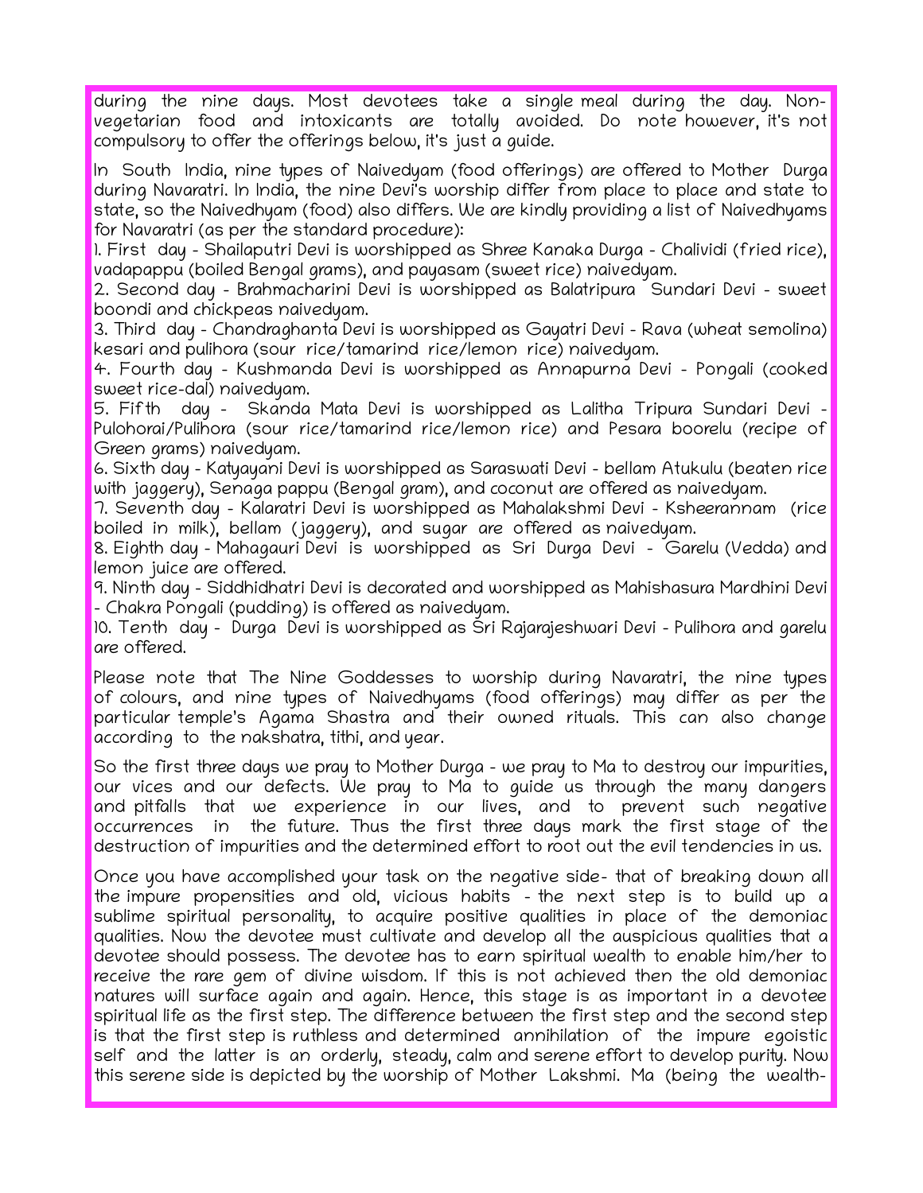during the nine days. Most devotees take a single meal during the day. Non-vegetarian food and intoxicants are totally avoided. Do note however, it's not compulsory to offer the offerings below, it's just a guide.

In South India, nine types of Naivedyam (food offerings) are offered to Mother Durga during Navaratri. In India, the nine Devi's worship differ from place to place and state to state, so the Naivedhyam (food) also differs. We are kindly providing a list of Naivedhyams for Navaratri (as per the standard procedure):

1. First day - Shailaputri Devi is worshipped as Shree Kanaka Durga - Chalividi (fried rice), vadapappu (boiled Bengal grams), and payasam (sweet rice) naivedyam.
2. Second day - Brahmacharini Devi is worshipped as Balatripura Sundari Devi - sweet boondi and chickpeas naivedyam.
3. Third day - Chandraghanta Devi is worshipped as Gayatri Devi - Rava (wheat semolina) kesari and pulihora (sour rice/tamarind rice/lemon rice) naivedyam.
4. Fourth day - Kushmanda Devi is worshipped as Annapurna Devi - Pongali (cooked sweet rice-dal) naivedyam.
5. Fifth day - Skanda Mata Devi is worshipped as Lalitha Tripura Sundari Devi - Pulohorai/Pulihora (sour rice/tamarind rice/lemon rice) and Pesara boorelu (recipe of Green grams) naivedyam.
6. Sixth day - Katyayani Devi is worshipped as Saraswati Devi - bellam Atukulu (beaten rice with jaggery), Senaga pappu (Bengal gram), and coconut are offered as naivedyam.
7. Seventh day - Kalaratri Devi is worshipped as Mahalakshmi Devi - Ksheerannam (rice boiled in milk), bellam (jaggery), and sugar are offered as naivedyam.
8. Eighth day - Mahagauri Devi is worshipped as Sri Durga Devi - Garelu (Vedda) and lemon juice are offered.
9. Ninth day - Siddhidhatri Devi is decorated and worshipped as Mahishasura Mardhini Devi - Chakra Pongali (pudding) is offered as naivedyam.
10. Tenth day - Durga Devi is worshipped as Sri Rajarajeshwari Devi - Pulihora and garelu are offered.

Please note that The Nine Goddesses to worship during Navaratri, the nine types of colours, and nine types of Naivedhyams (food offerings) may differ as per the particular temple's Agama Shastra and their owned rituals. This can also change according to the nakshatra, tithi, and year.

So the first three days we pray to Mother Durga - we pray to Ma to destroy our impurities, our vices and our defects. We pray to Ma to guide us through the many dangers and pitfalls that we experience in our lives, and to prevent such negative occurrences in the future. Thus the first three days mark the first stage of the destruction of impurities and the determined effort to root out the evil tendencies in us.

Once you have accomplished your task on the negative side- that of breaking down all the impure propensities and old, vicious habits - the next step is to build up a sublime spiritual personality, to acquire positive qualities in place of the demoniac qualities. Now the devotee must cultivate and develop all the auspicious qualities that a devotee should possess. The devotee has to earn spiritual wealth to enable him/her to receive the rare gem of divine wisdom. If this is not achieved then the old demoniac natures will surface again and again. Hence, this stage is as important in a devotee spiritual life as the first step. The difference between the first step and the second step is that the first step is ruthless and determined annihilation of the impure egoistic self and the latter is an orderly, steady, calm and serene effort to develop purity. Now this serene side is depicted by the worship of Mother Lakshmi. Ma (being the wealth-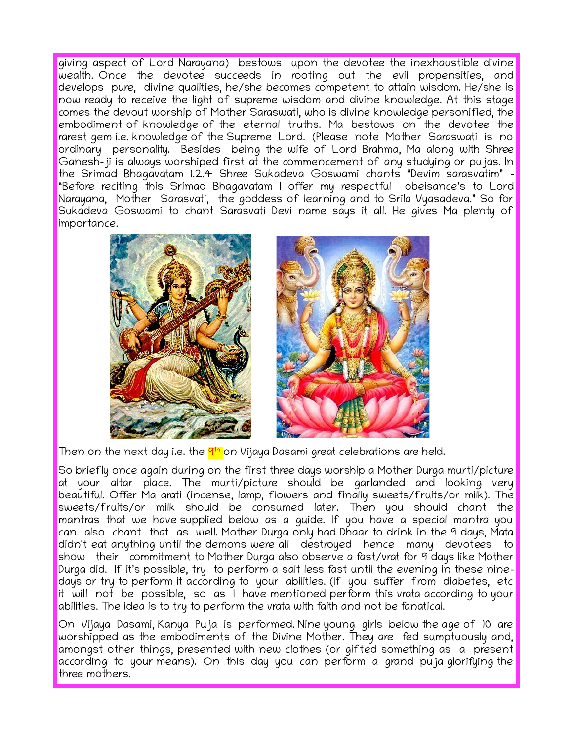giving aspect of Lord Narayana) bestows upon the devotee the inexhaustible divine wealth. Once the devotee succeeds in rooting out the evil propensities, and develops pure, divine qualities, he/she becomes competent to attain wisdom. He/she is now ready to receive the light of supreme wisdom and divine knowledge. At this stage comes the devout worship of Mother Saraswati, who is divine knowledge personified, the embodiment of knowledge of the eternal truths. Ma bestows on the devotee the rarest gem i.e. knowledge of the Supreme Lord. (Please note Mother Saraswati is no ordinary personality. Besides being the wife of Lord Brahma, Ma along with Shree Ganesh-ji is always worshiped first at the commencement of any studying or pujas. In the Srimad Bhagavatam 1.2.4 Shree Sukadeva Goswami chants "Devim sarasvatim" - "Before reciting this Srimad Bhagavatam I offer my respectful obeisance's to Lord Narayana, Mother Sarasvati, the goddess of learning and to Srila Vyasadeva." So for Sukadeva Goswami to chant Sarasvati Devi name says it all. He gives Ma plenty of importance.

Then on the next day i.e. the 9th on Vijaya Dasami great celebrations are held.

So briefly once again during on the first three days worship a Mother Durga murti/picture at your altar place. The murti/picture should be garlanded and looking very beautiful. Offer Ma arati (incense, lamp, flowers and finally sweets/fruits/or milk). The sweets/fruits/or milk should be consumed later. Then you should chant the mantras that we have supplied below as a guide. If you have a special mantra you can also chant that as well. Mother Durga only had Dhaar to drink in the 9 days, Mata didn't eat anything until the demons were all destroyed hence many devotees to show their commitment to Mother Durga also observe a fast/vrat for 9 days like Mother Durga did. If it's possible, try to perform a salt less fast until the evening in these nine-days or try to perform it according to your abilities. (If you suffer from diabetes, etc it will not be possible, so as I have mentioned perform this vrata according to your abilities. The idea is to try to perform the vrata with faith and not be fanatical.

On Vijaya Dasami, Kanya Puja is performed. Nine young girls below the age of 10 are worshipped as the embodiments of the Divine Mother. They are fed sumptuously and, amongst other things, presented with new clothes (or gifted something as a present according to your means). On this day you can perform a grand puja glorifying the three mothers.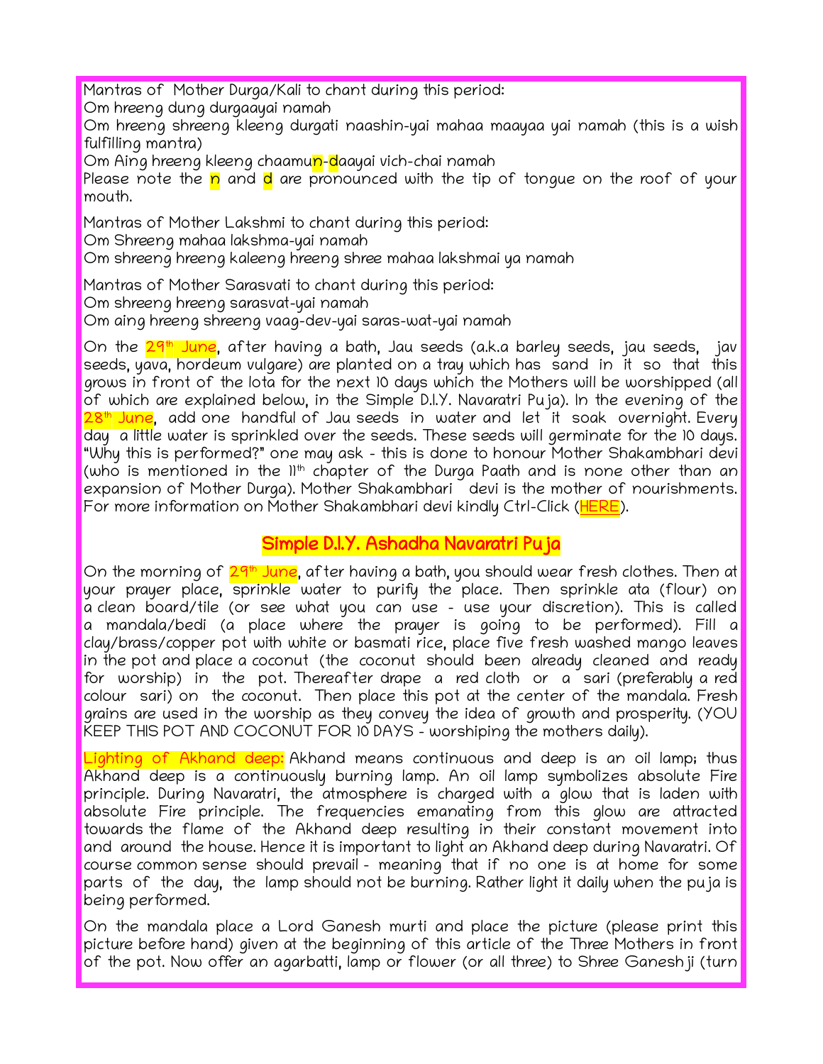Mantras of Mother Durga/Kali to chant during this period:
Om hreeng dung durgaayai namah
Om hreeng shreeng kleeng durgati naashin-yai mahaa maayaa yai namah (this is a wish fulfilling mantra)
Om Aing hreeng kleeng chaamun-daayai vich-chai namah
Please note the n and d are pronounced with the tip of tongue on the roof of your mouth.

Mantras of Mother Lakshmi to chant during this period:
Om Shreeng mahaa lakshma-yai namah
Om shreeng hreeng kaleeng hreeng shree mahaa lakshmai ya namah

Mantras of Mother Sarasvati to chant during this period:
Om shreeng hreeng sarasvat-yai namah
Om aing hreeng shreeng vaag-dev-yai saras-wat-yai namah

On the 29th June, after having a bath, Jau seeds (a.k.a barley seeds, jau seeds, jav seeds, yava, hordeum vulgare) are planted on a tray which has sand in it so that this grows in front of the lota for the next 10 days which the Mothers will be worshipped (all of which are explained below, in the Simple D.I.Y. Navaratri Puja). In the evening of the 28th June, add one handful of Jau seeds in water and let it soak overnight. Every day a little water is sprinkled over the seeds. These seeds will germinate for the 10 days. "Why this is performed?" one may ask - this is done to honour Mother Shakambhari devi (who is mentioned in the 11th chapter of the Durga Paath and is none other than an expansion of Mother Durga). Mother Shakambhari devi is the mother of nourishments. For more information on Mother Shakambhari devi kindly Ctrl-Click (HERE).

## Simple D.I.Y. Ashadha Navaratri Puja

On the morning of 29th June, after having a bath, you should wear fresh clothes. Then at your prayer place, sprinkle water to purify the place. Then sprinkle ata (flour) on a clean board/tile (or see what you can use - use your discretion). This is called a mandala/bedi (a place where the prayer is going to be performed). Fill a clay/brass/copper pot with white or basmati rice, place five fresh washed mango leaves in the pot and place a coconut (the coconut should been already cleaned and ready for worship) in the pot. Thereafter drape a red cloth or a sari (preferably a red colour sari) on the coconut. Then place this pot at the center of the mandala. Fresh grains are used in the worship as they convey the idea of growth and prosperity. (YOU KEEP THIS POT AND COCONUT FOR 10 DAYS - worshiping the mothers daily).

Lighting of Akhand deep: Akhand means continuous and deep is an oil lamp; thus Akhand deep is a continuously burning lamp. An oil lamp symbolizes absolute Fire principle. During Navaratri, the atmosphere is charged with a glow that is laden with absolute Fire principle. The frequencies emanating from this glow are attracted towards the flame of the Akhand deep resulting in their constant movement into and around the house. Hence it is important to light an Akhand deep during Navaratri. Of course common sense should prevail - meaning that if no one is at home for some parts of the day, the lamp should not be burning. Rather light it daily when the puja is being performed.

On the mandala place a Lord Ganesh murti and place the picture (please print this picture before hand) given at the beginning of this article of the Three Mothers in front of the pot. Now offer an agarbatti, lamp or flower (or all three) to Shree Ganeshji (turn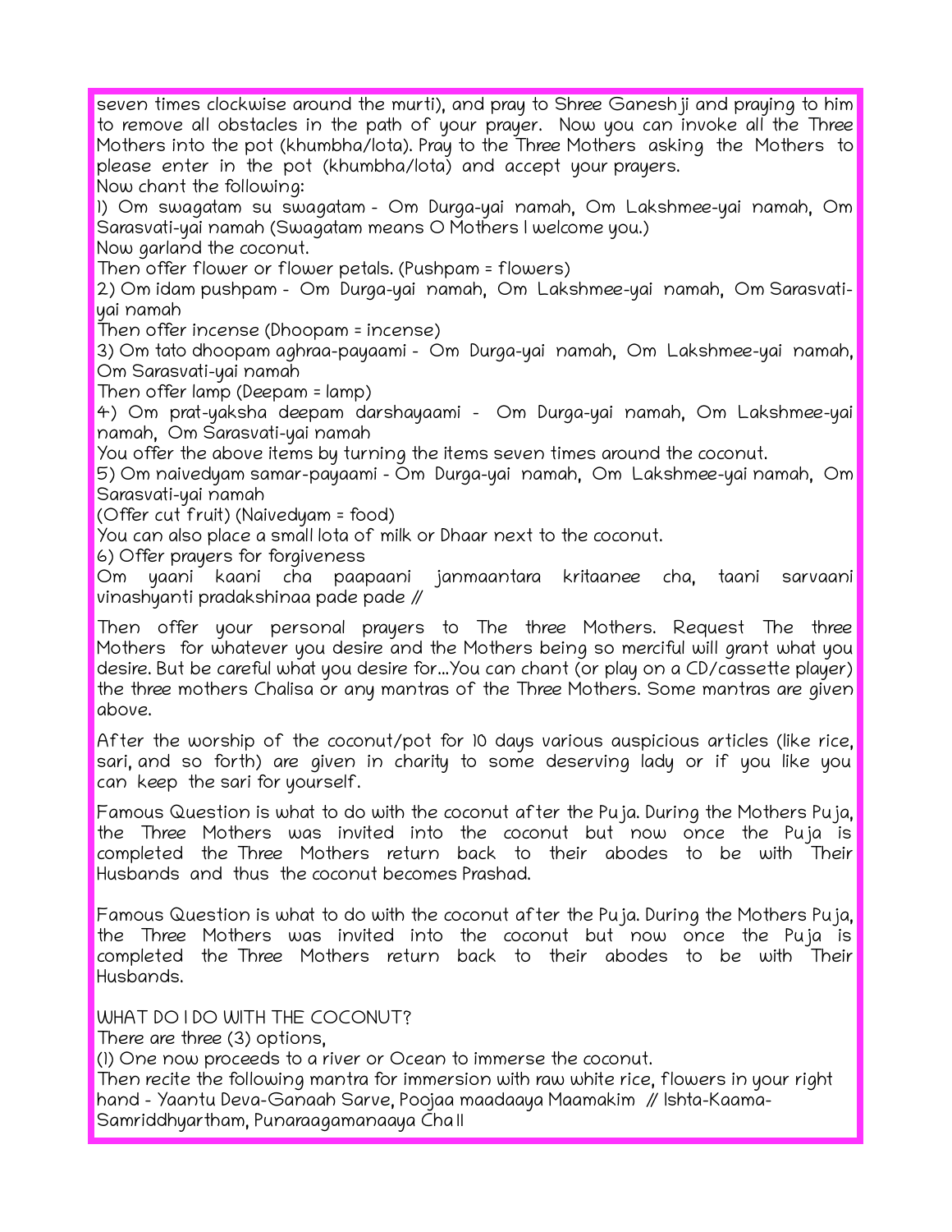seven times clockwise around the murti), and pray to Shree Ganesh ji and praying to him to remove all obstacles in the path of your prayer. Now you can invoke all the Three Mothers into the pot (khumbha/lota). Pray to the Three Mothers asking the Mothers to please enter in the pot (khumbha/lota) and accept your prayers.

Now chant the following:

1) Om swagatam su swagatam - Om Durga-yai namah, Om Lakshmee-yai namah, Om Sarasvati-yai namah (Swagatam means O Mothers I welcome you.)

Now garland the coconut.

Then offer flower or flower petals. (Pushpam = flowers)

2) Om idam pushpam - Om Durga-yai namah, Om Lakshmee-yai namah, Om Sarasvati-yai namah

Then offer incense (Dhoopam = incense)

3) Om tato dhoopam aghraa-payaami - Om Durga-yai namah, Om Lakshmee-yai namah, Om Sarasvati-yai namah

Then offer lamp (Deepam = lamp)

4) Om prat-yaksha deepam darshayaami - Om Durga-yai namah, Om Lakshmee-yai namah, Om Sarasvati-yai namah

You offer the above items by turning the items seven times around the coconut.

5) Om naivedyam samar-payaami - Om Durga-yai namah, Om Lakshmee-yai namah, Om Sarasvati-yai namah

(Offer cut fruit) (Naivedyam = food)

You can also place a small lota of milk or Dhaar next to the coconut.

6) Offer prayers for forgiveness

Om yaani kaani cha paapaani janmaantara kritaanee cha, taani sarvaani vinashyanti pradakshinaa pade pade //

Then offer your personal prayers to The three Mothers. Request The three Mothers for whatever you desire and the Mothers being so merciful will grant what you desire. But be careful what you desire for...You can chant (or play on a CD/cassette player) the three mothers Chalisa or any mantras of the Three Mothers. Some mantras are given above.

After the worship of the coconut/pot for 10 days various auspicious articles (like rice, sari, and so forth) are given in charity to some deserving lady or if you like you can keep the sari for yourself.

Famous Question is what to do with the coconut after the Puja. During the Mothers Puja, the Three Mothers was invited into the coconut but now once the Puja is completed the Three Mothers return back to their abodes to be with Their Husbands and thus the coconut becomes Prashad.

Famous Question is what to do with the coconut after the Puja. During the Mothers Puja, the Three Mothers was invited into the coconut but now once the Puja is completed the Three Mothers return back to their abodes to be with Their Husbands.

WHAT DO I DO WITH THE COCONUT?

There are three (3) options,

(1) One now proceeds to a river or Ocean to immerse the coconut.

Then recite the following mantra for immersion with raw white rice, flowers in your right hand - Yaantu Deva-Ganaah Sarve, Poojaa maadaaya Maamakim // Ishta-Kaama-Samriddhyartham, Punaraagamanaaya Cha II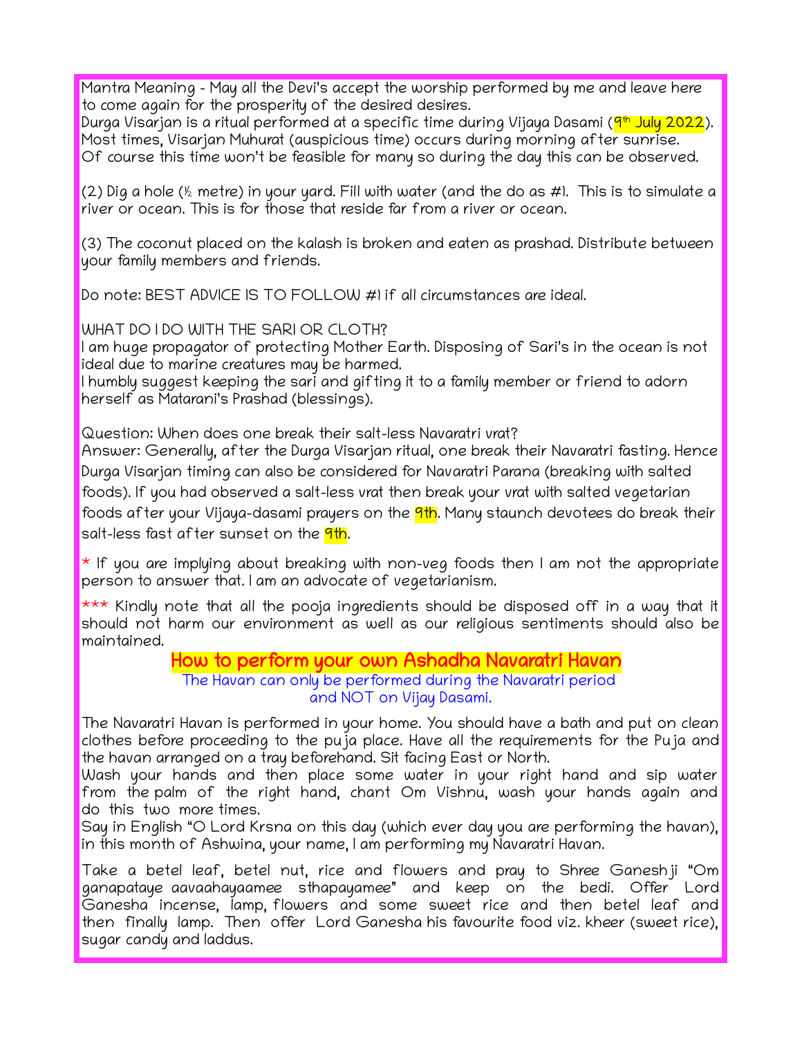Mantra Meaning - May all the Devi's accept the worship performed by me and leave here to come again for the prosperity of the desired desires.
Durga Visarjan is a ritual performed at a specific time during Vijaya Dasami (9th July 2022). Most times, Visarjan Muhurat (auspicious time) occurs during morning after sunrise.
Of course this time won't be feasible for many so during the day this can be observed.

(2) Dig a hole (½ metre) in your yard. Fill with water (and the do as #1. This is to simulate a river or ocean. This is for those that reside far from a river or ocean.

(3) The coconut placed on the kalash is broken and eaten as prashad. Distribute between your family members and friends.

Do note: BEST ADVICE IS TO FOLLOW #1 if all circumstances are ideal.

WHAT DO I DO WITH THE SARI OR CLOTH?
I am huge propagator of protecting Mother Earth. Disposing of Sari's in the ocean is not ideal due to marine creatures may be harmed.
I humbly suggest keeping the sari and gifting it to a family member or friend to adorn herself as Matarani's Prashad (blessings).

Question: When does one break their salt-less Navaratri vrat?
Answer: Generally, after the Durga Visarjan ritual, one break their Navaratri fasting. Hence Durga Visarjan timing can also be considered for Navaratri Parana (breaking with salted foods). If you had observed a salt-less vrat then break your vrat with salted vegetarian foods after your Vijaya-dasami prayers on the 9th. Many staunch devotees do break their salt-less fast after sunset on the 9th.

* If you are implying about breaking with non-veg foods then I am not the appropriate person to answer that. I am an advocate of vegetarianism.

*** Kindly note that all the pooja ingredients should be disposed off in a way that it should not harm our environment as well as our religious sentiments should also be maintained.

## How to perform your own Ashadha Navaratri Havan

The Havan can only be performed during the Navaratri period and NOT on Vijay Dasami.

The Navaratri Havan is performed in your home. You should have a bath and put on clean clothes before proceeding to the puja place. Have all the requirements for the Puja and the havan arranged on a tray beforehand. Sit facing East or North.
Wash your hands and then place some water in your right hand and sip water from the palm of the right hand, chant Om Vishnu, wash your hands again and do this two more times.
Say in English "O Lord Krsna on this day (which ever day you are performing the havan), in this month of Ashwina, your name, I am performing my Navaratri Havan.

Take a betel leaf, betel nut, rice and flowers and pray to Shree Ganeshji "Om ganapataye aavaahayaamee sthapayamee" and keep on the bedi. Offer Lord Ganesha incense, lamp, flowers and some sweet rice and then betel leaf and then finally lamp. Then offer Lord Ganesha his favourite food viz. kheer (sweet rice), sugar candy and laddus.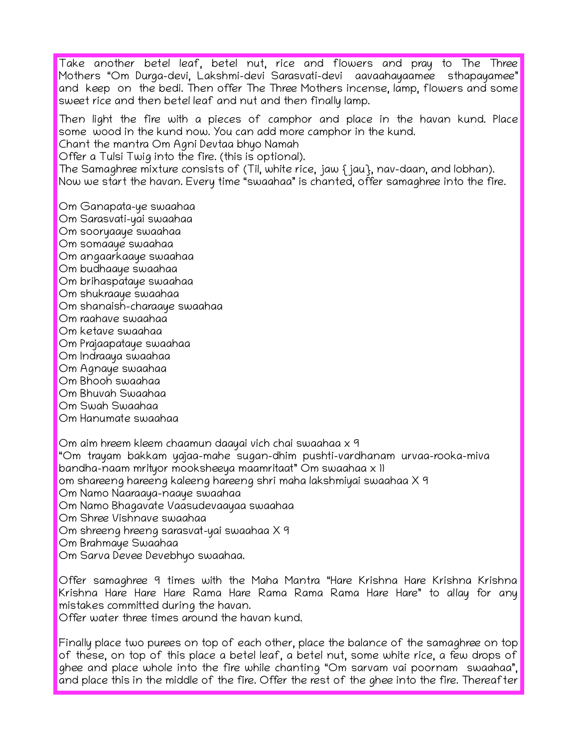Take another betel leaf, betel nut, rice and flowers and pray to The Three Mothers "Om Durga-devi, Lakshmi-devi Sarasvati-devi aavaahayaamee sthapayamee" and keep on the bedi. Then offer The Three Mothers incense, lamp, flowers and some sweet rice and then betel leaf and nut and then finally lamp.

Then light the fire with a pieces of camphor and place in the havan kund. Place some wood in the kund now. You can add more camphor in the kund.
Chant the mantra Om Agni Devtaa bhyo Namah
Offer a Tulsi Twig into the fire. (this is optional).
The Samaghree mixture consists of (Til, white rice, jaw { jau}, nav-daan, and lobhan).
Now we start the havan. Every time "swaahaa" is chanted, offer samaghree into the fire.

Om Ganapata-ye swaahaa
Om Sarasvati-yai swaahaa
Om sooryaaye swaahaa
Om somaaye swaahaa
Om angaarkaaye swaahaa
Om budhaaye swaahaa
Om brihaspataye swaahaa
Om shukraaye swaahaa
Om shanaish-charaaye swaahaa
Om raahave swaahaa
Om ketave swaahaa
Om Prajaapataye swaahaa
Om Indraaya swaahaa
Om Agnaye swaahaa
Om Bhooh swaahaa
Om Bhuvah Swaahaa
Om Swah Swaahaa
Om Hanumate swaahaa

Om aim hreem kleem chaamun daayai vich chai swaahaa x 9
"Om trayam bakkam yajaa-mahe sugan-dhim pushti-vardhanam urvaa-rooka-miva bandha-naam mrityor mooksheeya maamritaat" Om swaahaa x 11
om shareeng hareeng kaleeng hareeng shri maha lakshmiyai swaahaa X 9
Om Namo Naaraaya-naaye swaahaa
Om Namo Bhagavate Vaasudevaayaa swaahaa
Om Shree Vishnave swaahaa
Om shreeng hreeng sarasvat-yai swaahaa X 9
Om Brahmaye Swaahaa
Om Sarva Devee Devebhyo swaahaa.

Offer samaghree 9 times with the Maha Mantra "Hare Krishna Hare Krishna Krishna Krishna Hare Hare Hare Rama Hare Rama Rama Rama Hare Hare" to allay for any mistakes committed during the havan.
Offer water three times around the havan kund.

Finally place two purees on top of each other, place the balance of the samaghree on top of these, on top of this place a betel leaf, a betel nut, some white rice, a few drops of ghee and place whole into the fire while chanting "Om sarvam vai poornam swaahaa", and place this in the middle of the fire. Offer the rest of the ghee into the fire. Thereafter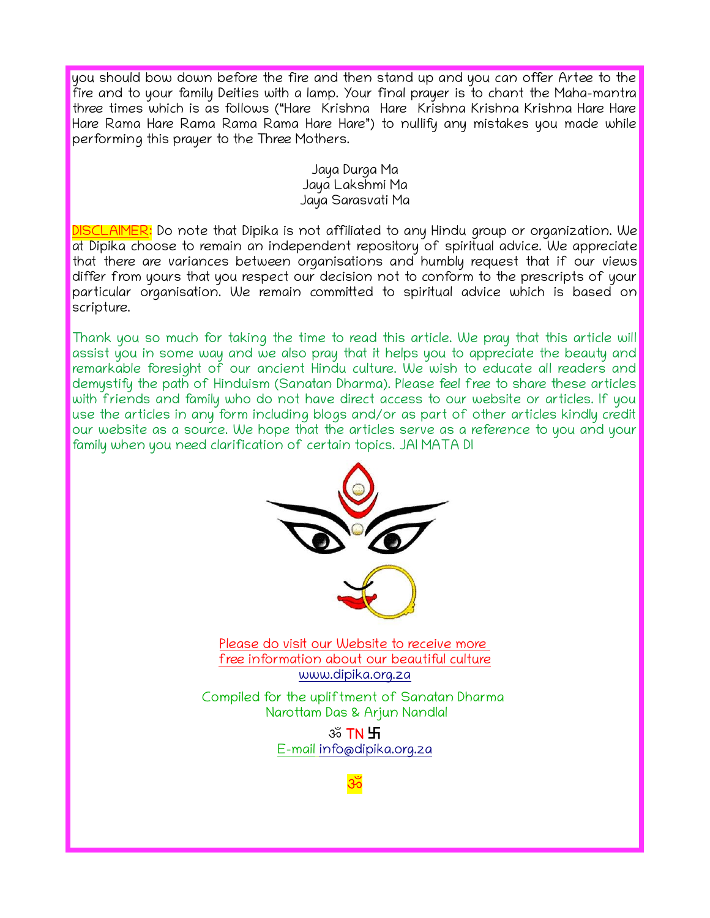you should bow down before the fire and then stand up and you can offer Artee to the fire and to your family Deities with a lamp. Your final prayer is to chant the Maha-mantra three times which is as follows ("Hare Krishna Hare Krishna Krishna Krishna Hare Hare Hare Rama Hare Rama Rama Rama Hare Hare") to nullify any mistakes you made while performing this prayer to the Three Mothers.

Jaya Durga Ma
Jaya Lakshmi Ma
Jaya Sarasvati Ma

DISCLAIMER: Do note that Dipika is not affiliated to any Hindu group or organization. We at Dipika choose to remain an independent repository of spiritual advice. We appreciate that there are variances between organisations and humbly request that if our views differ from yours that you respect our decision not to conform to the prescripts of your particular organisation. We remain committed to spiritual advice which is based on scripture.

Thank you so much for taking the time to read this article. We pray that this article will assist you in some way and we also pray that it helps you to appreciate the beauty and remarkable foresight of our ancient Hindu culture. We wish to educate all readers and demystify the path of Hinduism (Sanatan Dharma). Please feel free to share these articles with friends and family who do not have direct access to our website or articles. If you use the articles in any form including blogs and/or as part of other articles kindly credit our website as a source. We hope that the articles serve as a reference to you and your family when you need clarification of certain topics. JAI MATA DI

Please do visit our Website to receive more free information about our beautiful culture
www.dipika.org.za

Compiled for the upliftment of Sanatan Dharma
Narottam Das & Arjun Nandlal

ॐ TN 卐
E-mail info@dipika.org.za

ॐ